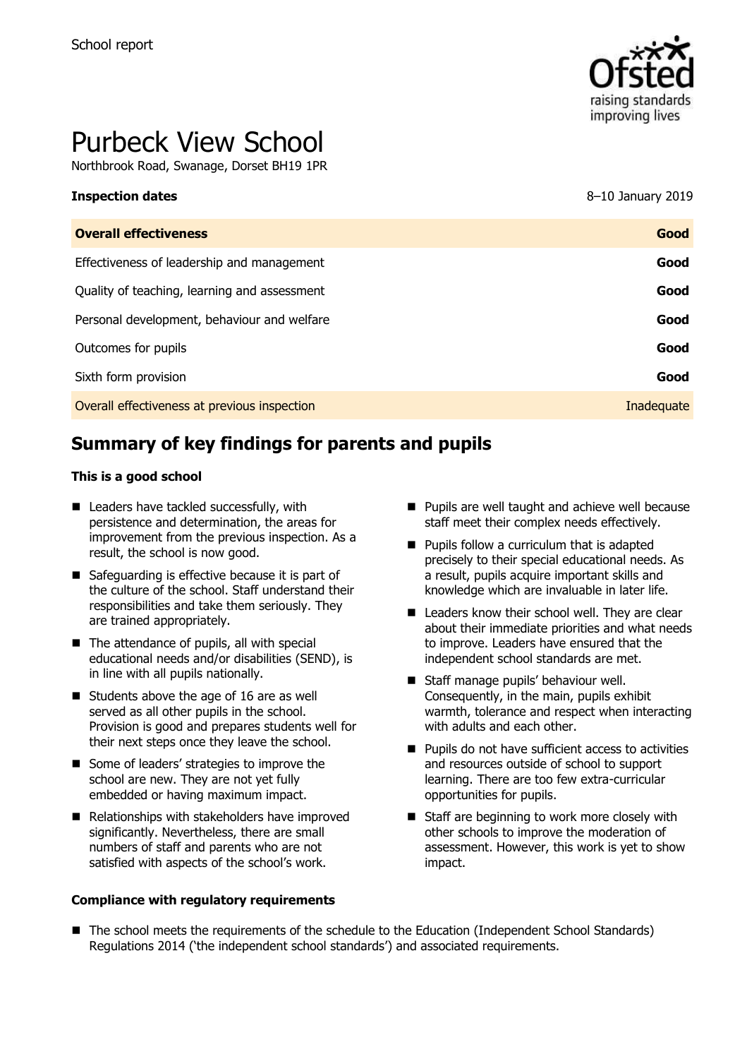School report

# Purbeck View School

Northbrook Road, Swanage, Dorset BH19 1PR

| **Inspection dates** | 8–10 January 2019 |
| --- | --- |
| **Overall effectiveness** | **Good** |
| Effectiveness of leadership and management | **Good** |
| Quality of teaching, learning and assessment | **Good** |
| Personal development, behaviour and welfare | **Good** |
| Outcomes for pupils | **Good** |
| Sixth form provision | **Good** |
| Overall effectiveness at previous inspection | Inadequate |

## Summary of key findings for parents and pupils

### This is a good school

- Leaders have tackled successfully, with persistence and determination, the areas for improvement from the previous inspection. As a result, the school is now good.
- Safeguarding is effective because it is part of the culture of the school. Staff understand their responsibilities and take them seriously. They are trained appropriately.
- The attendance of pupils, all with special educational needs and/or disabilities (SEND), is in line with all pupils nationally.
- Students above the age of 16 are as well served as all other pupils in the school. Provision is good and prepares students well for their next steps once they leave the school.
- Some of leaders' strategies to improve the school are new. They are not yet fully embedded or having maximum impact.
- Relationships with stakeholders have improved significantly. Nevertheless, there are small numbers of staff and parents who are not satisfied with aspects of the school's work.
- Pupils are well taught and achieve well because staff meet their complex needs effectively.
- Pupils follow a curriculum that is adapted precisely to their special educational needs. As a result, pupils acquire important skills and knowledge which are invaluable in later life.
- Leaders know their school well. They are clear about their immediate priorities and what needs to improve. Leaders have ensured that the independent school standards are met.
- Staff manage pupils' behaviour well. Consequently, in the main, pupils exhibit warmth, tolerance and respect when interacting with adults and each other.
- Pupils do not have sufficient access to activities and resources outside of school to support learning. There are too few extra-curricular opportunities for pupils.
- Staff are beginning to work more closely with other schools to improve the moderation of assessment. However, this work is yet to show impact.

### Compliance with regulatory requirements

- The school meets the requirements of the schedule to the Education (Independent School Standards) Regulations 2014 ('the independent school standards') and associated requirements.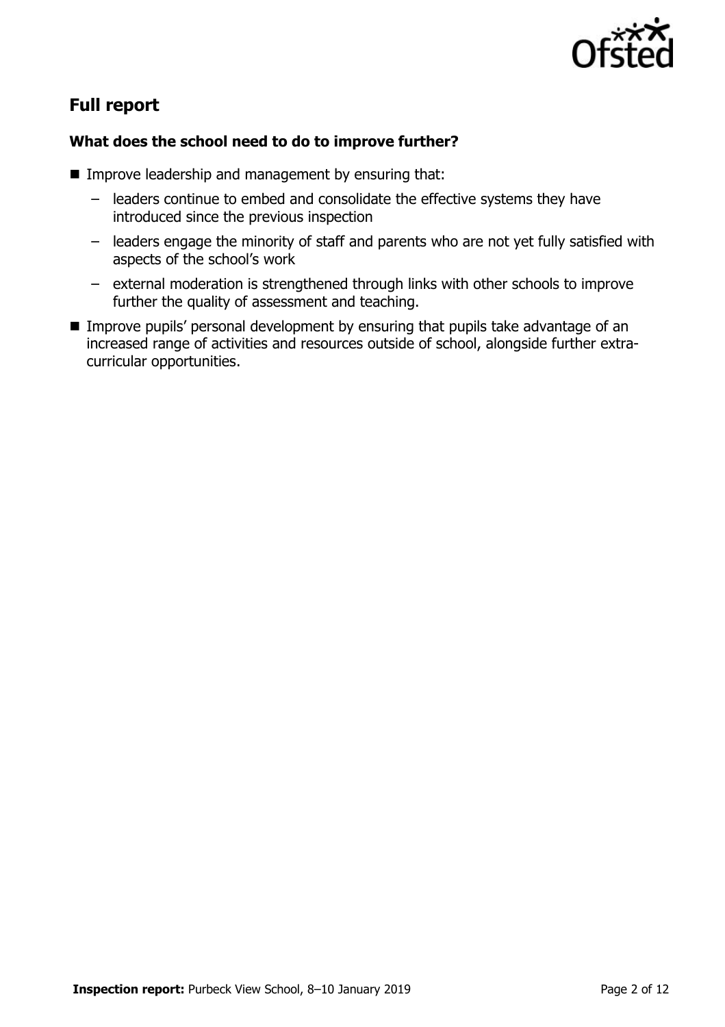## Full report

### What does the school need to do to improve further?

- Improve leadership and management by ensuring that:
  - leaders continue to embed and consolidate the effective systems they have introduced since the previous inspection
  - leaders engage the minority of staff and parents who are not yet fully satisfied with aspects of the school's work
  - external moderation is strengthened through links with other schools to improve further the quality of assessment and teaching.
- Improve pupils' personal development by ensuring that pupils take advantage of an increased range of activities and resources outside of school, alongside further extra-curricular opportunities.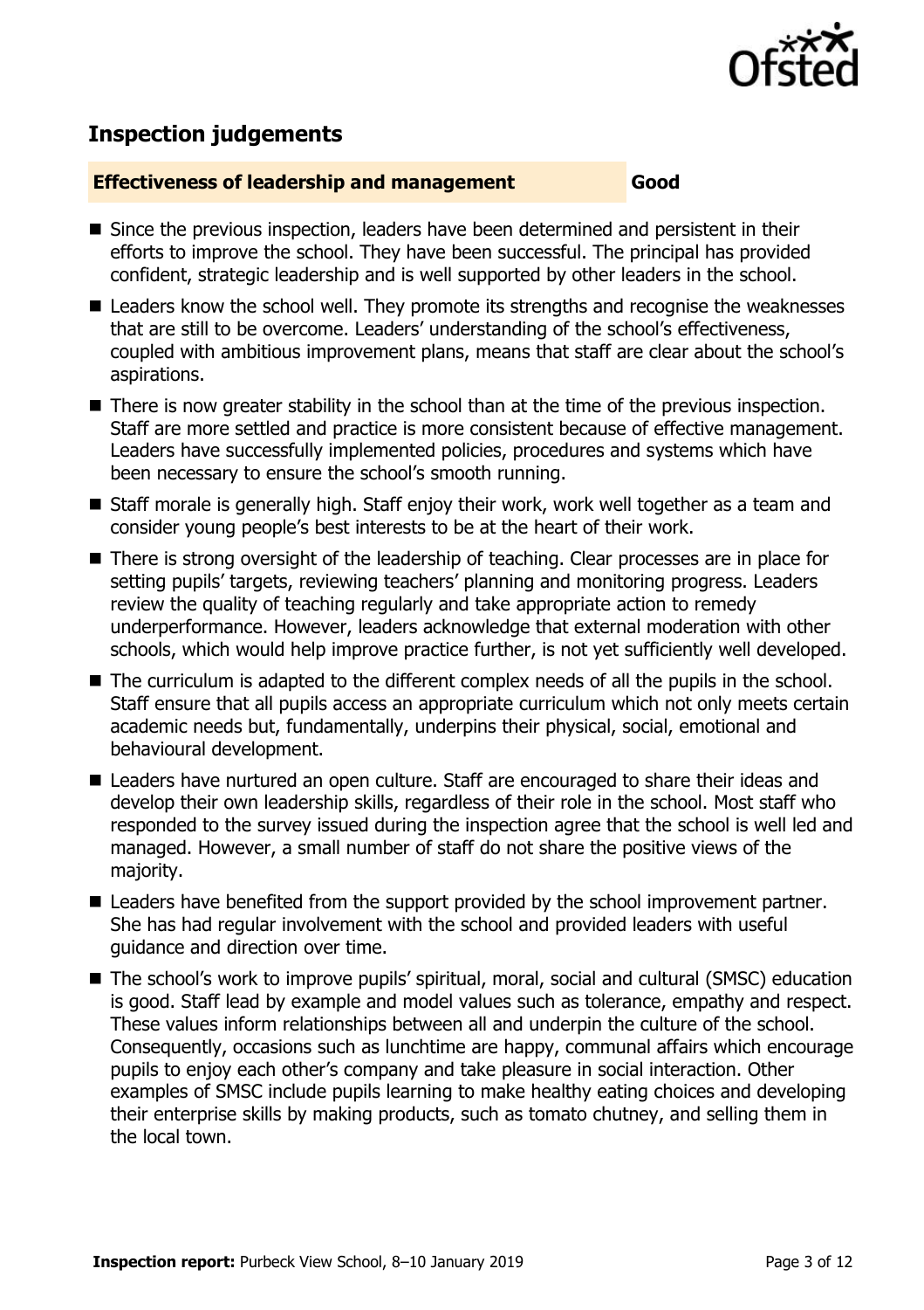## Inspection judgements

| Effectiveness of leadership and management | Good |
| --- | --- |

- Since the previous inspection, leaders have been determined and persistent in their efforts to improve the school. They have been successful. The principal has provided confident, strategic leadership and is well supported by other leaders in the school.
- Leaders know the school well. They promote its strengths and recognise the weaknesses that are still to be overcome. Leaders' understanding of the school's effectiveness, coupled with ambitious improvement plans, means that staff are clear about the school's aspirations.
- There is now greater stability in the school than at the time of the previous inspection. Staff are more settled and practice is more consistent because of effective management. Leaders have successfully implemented policies, procedures and systems which have been necessary to ensure the school's smooth running.
- Staff morale is generally high. Staff enjoy their work, work well together as a team and consider young people's best interests to be at the heart of their work.
- There is strong oversight of the leadership of teaching. Clear processes are in place for setting pupils' targets, reviewing teachers' planning and monitoring progress. Leaders review the quality of teaching regularly and take appropriate action to remedy underperformance. However, leaders acknowledge that external moderation with other schools, which would help improve practice further, is not yet sufficiently well developed.
- The curriculum is adapted to the different complex needs of all the pupils in the school. Staff ensure that all pupils access an appropriate curriculum which not only meets certain academic needs but, fundamentally, underpins their physical, social, emotional and behavioural development.
- Leaders have nurtured an open culture. Staff are encouraged to share their ideas and develop their own leadership skills, regardless of their role in the school. Most staff who responded to the survey issued during the inspection agree that the school is well led and managed. However, a small number of staff do not share the positive views of the majority.
- Leaders have benefited from the support provided by the school improvement partner. She has had regular involvement with the school and provided leaders with useful guidance and direction over time.
- The school's work to improve pupils' spiritual, moral, social and cultural (SMSC) education is good. Staff lead by example and model values such as tolerance, empathy and respect. These values inform relationships between all and underpin the culture of the school. Consequently, occasions such as lunchtime are happy, communal affairs which encourage pupils to enjoy each other's company and take pleasure in social interaction. Other examples of SMSC include pupils learning to make healthy eating choices and developing their enterprise skills by making products, such as tomato chutney, and selling them in the local town.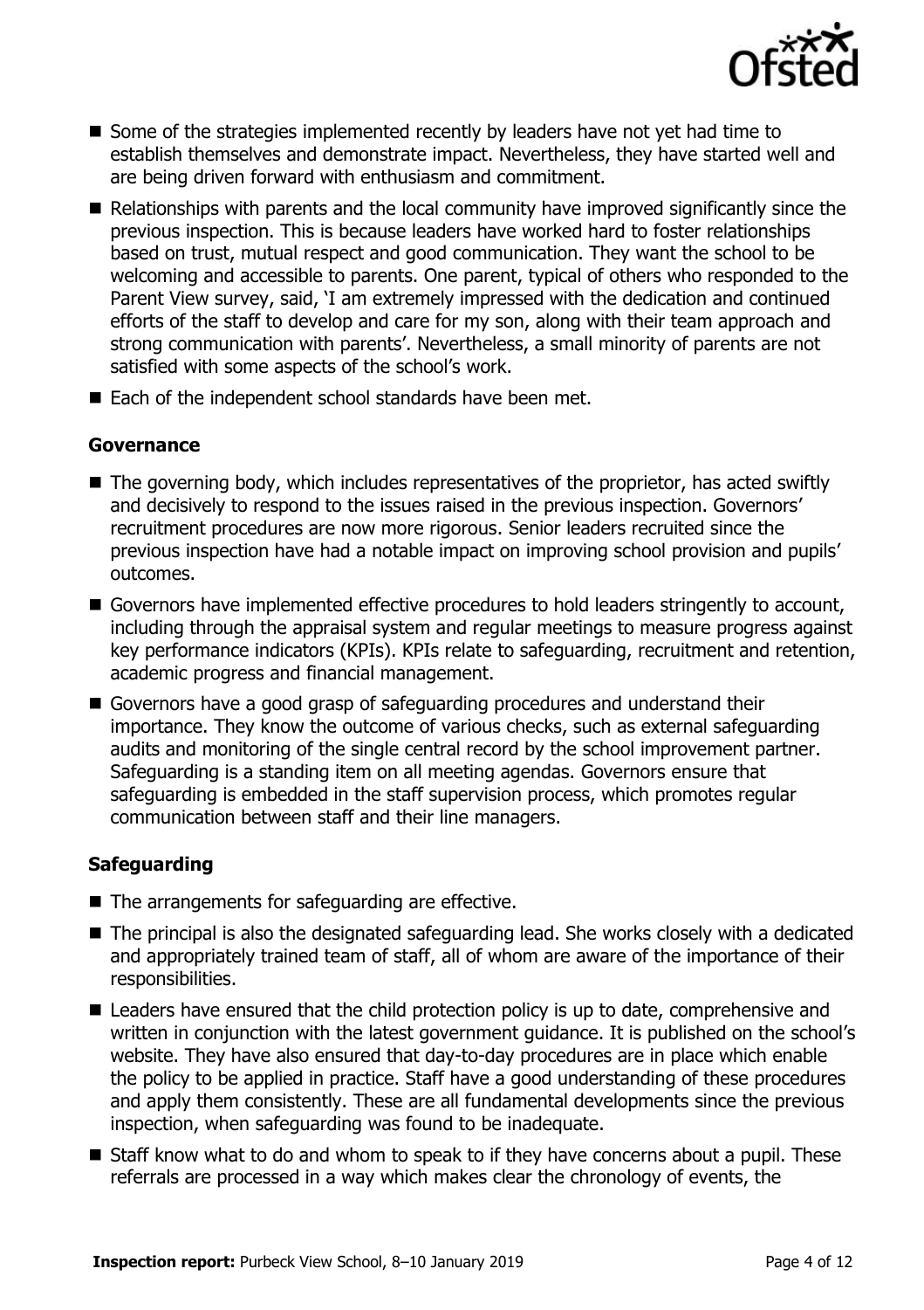- Some of the strategies implemented recently by leaders have not yet had time to establish themselves and demonstrate impact. Nevertheless, they have started well and are being driven forward with enthusiasm and commitment.
- Relationships with parents and the local community have improved significantly since the previous inspection. This is because leaders have worked hard to foster relationships based on trust, mutual respect and good communication. They want the school to be welcoming and accessible to parents. One parent, typical of others who responded to the Parent View survey, said, 'I am extremely impressed with the dedication and continued efforts of the staff to develop and care for my son, along with their team approach and strong communication with parents'. Nevertheless, a small minority of parents are not satisfied with some aspects of the school's work.
- Each of the independent school standards have been met.

### Governance

- The governing body, which includes representatives of the proprietor, has acted swiftly and decisively to respond to the issues raised in the previous inspection. Governors' recruitment procedures are now more rigorous. Senior leaders recruited since the previous inspection have had a notable impact on improving school provision and pupils' outcomes.
- Governors have implemented effective procedures to hold leaders stringently to account, including through the appraisal system and regular meetings to measure progress against key performance indicators (KPIs). KPIs relate to safeguarding, recruitment and retention, academic progress and financial management.
- Governors have a good grasp of safeguarding procedures and understand their importance. They know the outcome of various checks, such as external safeguarding audits and monitoring of the single central record by the school improvement partner. Safeguarding is a standing item on all meeting agendas. Governors ensure that safeguarding is embedded in the staff supervision process, which promotes regular communication between staff and their line managers.

### Safeguarding

- The arrangements for safeguarding are effective.
- The principal is also the designated safeguarding lead. She works closely with a dedicated and appropriately trained team of staff, all of whom are aware of the importance of their responsibilities.
- Leaders have ensured that the child protection policy is up to date, comprehensive and written in conjunction with the latest government guidance. It is published on the school's website. They have also ensured that day-to-day procedures are in place which enable the policy to be applied in practice. Staff have a good understanding of these procedures and apply them consistently. These are all fundamental developments since the previous inspection, when safeguarding was found to be inadequate.
- Staff know what to do and whom to speak to if they have concerns about a pupil. These referrals are processed in a way which makes clear the chronology of events, the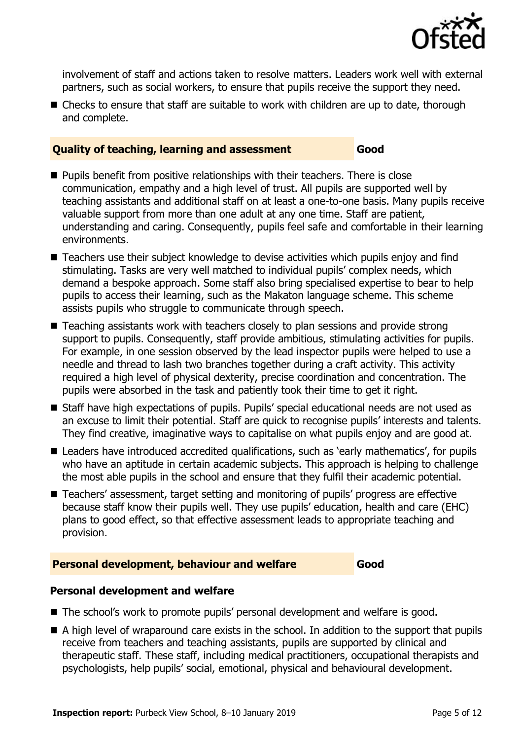involvement of staff and actions taken to resolve matters. Leaders work well with external partners, such as social workers, to ensure that pupils receive the support they need.

- Checks to ensure that staff are suitable to work with children are up to date, thorough and complete.

## Quality of teaching, learning and assessment — Good

- Pupils benefit from positive relationships with their teachers. There is close communication, empathy and a high level of trust. All pupils are supported well by teaching assistants and additional staff on at least a one-to-one basis. Many pupils receive valuable support from more than one adult at any one time. Staff are patient, understanding and caring. Consequently, pupils feel safe and comfortable in their learning environments.
- Teachers use their subject knowledge to devise activities which pupils enjoy and find stimulating. Tasks are very well matched to individual pupils' complex needs, which demand a bespoke approach. Some staff also bring specialised expertise to bear to help pupils to access their learning, such as the Makaton language scheme. This scheme assists pupils who struggle to communicate through speech.
- Teaching assistants work with teachers closely to plan sessions and provide strong support to pupils. Consequently, staff provide ambitious, stimulating activities for pupils. For example, in one session observed by the lead inspector pupils were helped to use a needle and thread to lash two branches together during a craft activity. This activity required a high level of physical dexterity, precise coordination and concentration. The pupils were absorbed in the task and patiently took their time to get it right.
- Staff have high expectations of pupils. Pupils' special educational needs are not used as an excuse to limit their potential. Staff are quick to recognise pupils' interests and talents. They find creative, imaginative ways to capitalise on what pupils enjoy and are good at.
- Leaders have introduced accredited qualifications, such as 'early mathematics', for pupils who have an aptitude in certain academic subjects. This approach is helping to challenge the most able pupils in the school and ensure that they fulfil their academic potential.
- Teachers' assessment, target setting and monitoring of pupils' progress are effective because staff know their pupils well. They use pupils' education, health and care (EHC) plans to good effect, so that effective assessment leads to appropriate teaching and provision.

## Personal development, behaviour and welfare — Good

### Personal development and welfare

- The school's work to promote pupils' personal development and welfare is good.
- A high level of wraparound care exists in the school. In addition to the support that pupils receive from teachers and teaching assistants, pupils are supported by clinical and therapeutic staff. These staff, including medical practitioners, occupational therapists and psychologists, help pupils' social, emotional, physical and behavioural development.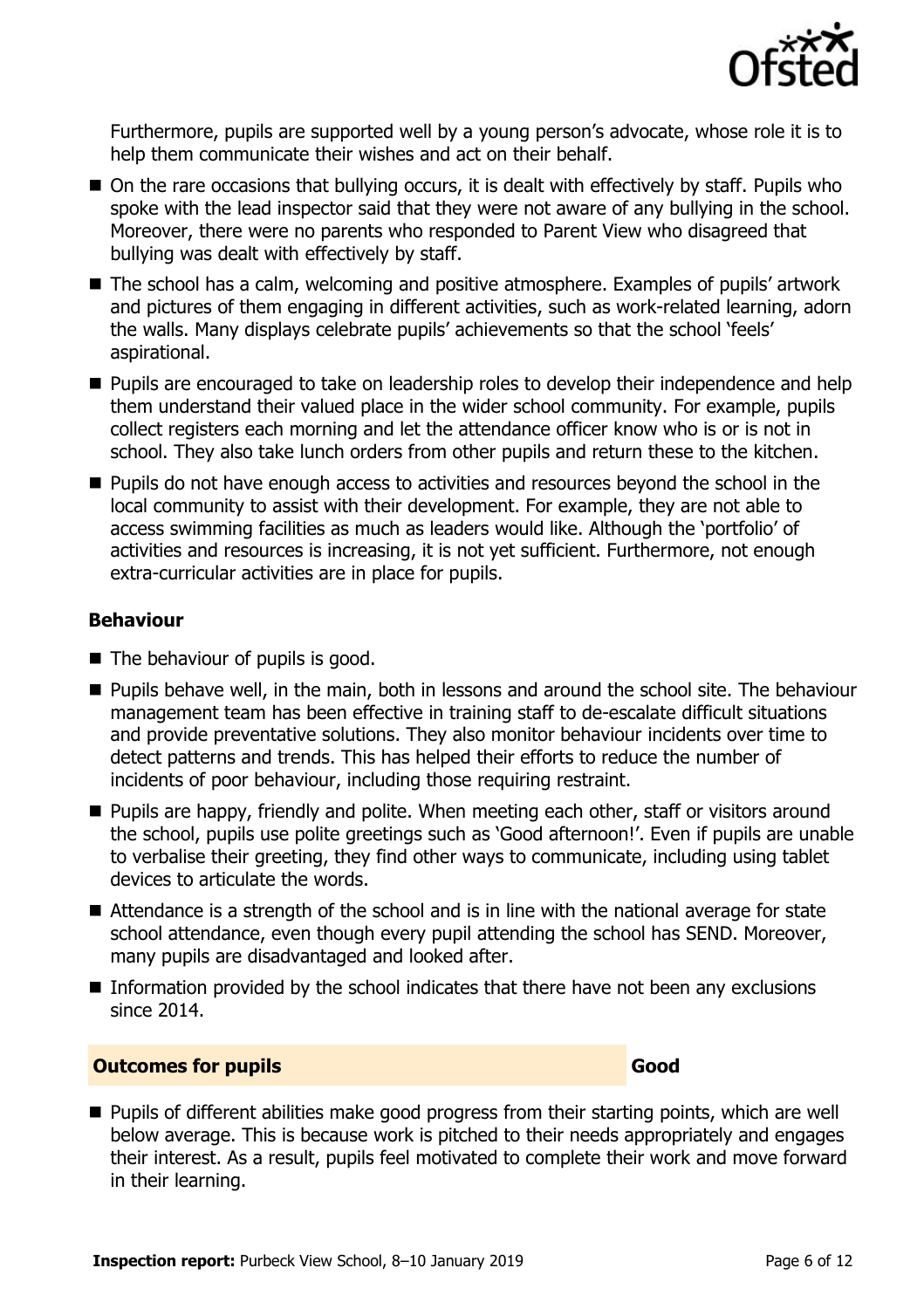Furthermore, pupils are supported well by a young person's advocate, whose role it is to help them communicate their wishes and act on their behalf.

- On the rare occasions that bullying occurs, it is dealt with effectively by staff. Pupils who spoke with the lead inspector said that they were not aware of any bullying in the school. Moreover, there were no parents who responded to Parent View who disagreed that bullying was dealt with effectively by staff.
- The school has a calm, welcoming and positive atmosphere. Examples of pupils' artwork and pictures of them engaging in different activities, such as work-related learning, adorn the walls. Many displays celebrate pupils' achievements so that the school 'feels' aspirational.
- Pupils are encouraged to take on leadership roles to develop their independence and help them understand their valued place in the wider school community. For example, pupils collect registers each morning and let the attendance officer know who is or is not in school. They also take lunch orders from other pupils and return these to the kitchen.
- Pupils do not have enough access to activities and resources beyond the school in the local community to assist with their development. For example, they are not able to access swimming facilities as much as leaders would like. Although the 'portfolio' of activities and resources is increasing, it is not yet sufficient. Furthermore, not enough extra-curricular activities are in place for pupils.

### Behaviour

- The behaviour of pupils is good.
- Pupils behave well, in the main, both in lessons and around the school site. The behaviour management team has been effective in training staff to de-escalate difficult situations and provide preventative solutions. They also monitor behaviour incidents over time to detect patterns and trends. This has helped their efforts to reduce the number of incidents of poor behaviour, including those requiring restraint.
- Pupils are happy, friendly and polite. When meeting each other, staff or visitors around the school, pupils use polite greetings such as 'Good afternoon!'. Even if pupils are unable to verbalise their greeting, they find other ways to communicate, including using tablet devices to articulate the words.
- Attendance is a strength of the school and is in line with the national average for state school attendance, even though every pupil attending the school has SEND. Moreover, many pupils are disadvantaged and looked after.
- Information provided by the school indicates that there have not been any exclusions since 2014.

## Outcomes for pupils — Good

- Pupils of different abilities make good progress from their starting points, which are well below average. This is because work is pitched to their needs appropriately and engages their interest. As a result, pupils feel motivated to complete their work and move forward in their learning.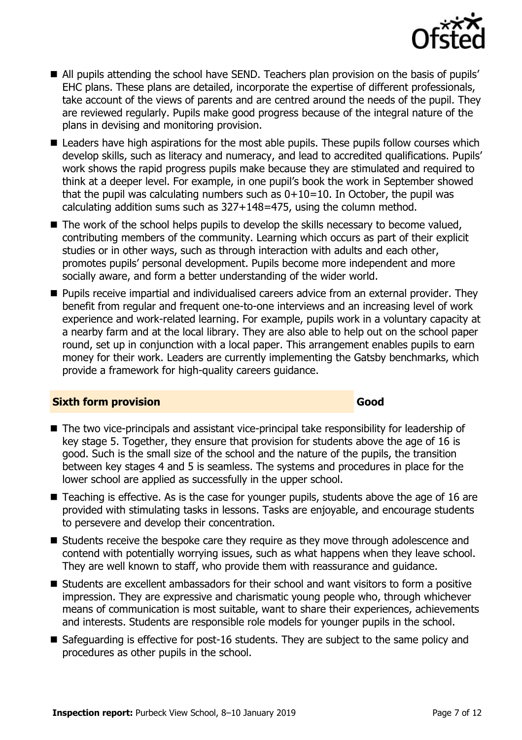- All pupils attending the school have SEND. Teachers plan provision on the basis of pupils' EHC plans. These plans are detailed, incorporate the expertise of different professionals, take account of the views of parents and are centred around the needs of the pupil. They are reviewed regularly. Pupils make good progress because of the integral nature of the plans in devising and monitoring provision.
- Leaders have high aspirations for the most able pupils. These pupils follow courses which develop skills, such as literacy and numeracy, and lead to accredited qualifications. Pupils' work shows the rapid progress pupils make because they are stimulated and required to think at a deeper level. For example, in one pupil's book the work in September showed that the pupil was calculating numbers such as 0+10=10. In October, the pupil was calculating addition sums such as 327+148=475, using the column method.
- The work of the school helps pupils to develop the skills necessary to become valued, contributing members of the community. Learning which occurs as part of their explicit studies or in other ways, such as through interaction with adults and each other, promotes pupils' personal development. Pupils become more independent and more socially aware, and form a better understanding of the wider world.
- Pupils receive impartial and individualised careers advice from an external provider. They benefit from regular and frequent one-to-one interviews and an increasing level of work experience and work-related learning. For example, pupils work in a voluntary capacity at a nearby farm and at the local library. They are also able to help out on the school paper round, set up in conjunction with a local paper. This arrangement enables pupils to earn money for their work. Leaders are currently implementing the Gatsby benchmarks, which provide a framework for high-quality careers guidance.

## Sixth form provision — Good

- The two vice-principals and assistant vice-principal take responsibility for leadership of key stage 5. Together, they ensure that provision for students above the age of 16 is good. Such is the small size of the school and the nature of the pupils, the transition between key stages 4 and 5 is seamless. The systems and procedures in place for the lower school are applied as successfully in the upper school.
- Teaching is effective. As is the case for younger pupils, students above the age of 16 are provided with stimulating tasks in lessons. Tasks are enjoyable, and encourage students to persevere and develop their concentration.
- Students receive the bespoke care they require as they move through adolescence and contend with potentially worrying issues, such as what happens when they leave school. They are well known to staff, who provide them with reassurance and guidance.
- Students are excellent ambassadors for their school and want visitors to form a positive impression. They are expressive and charismatic young people who, through whichever means of communication is most suitable, want to share their experiences, achievements and interests. Students are responsible role models for younger pupils in the school.
- Safeguarding is effective for post-16 students. They are subject to the same policy and procedures as other pupils in the school.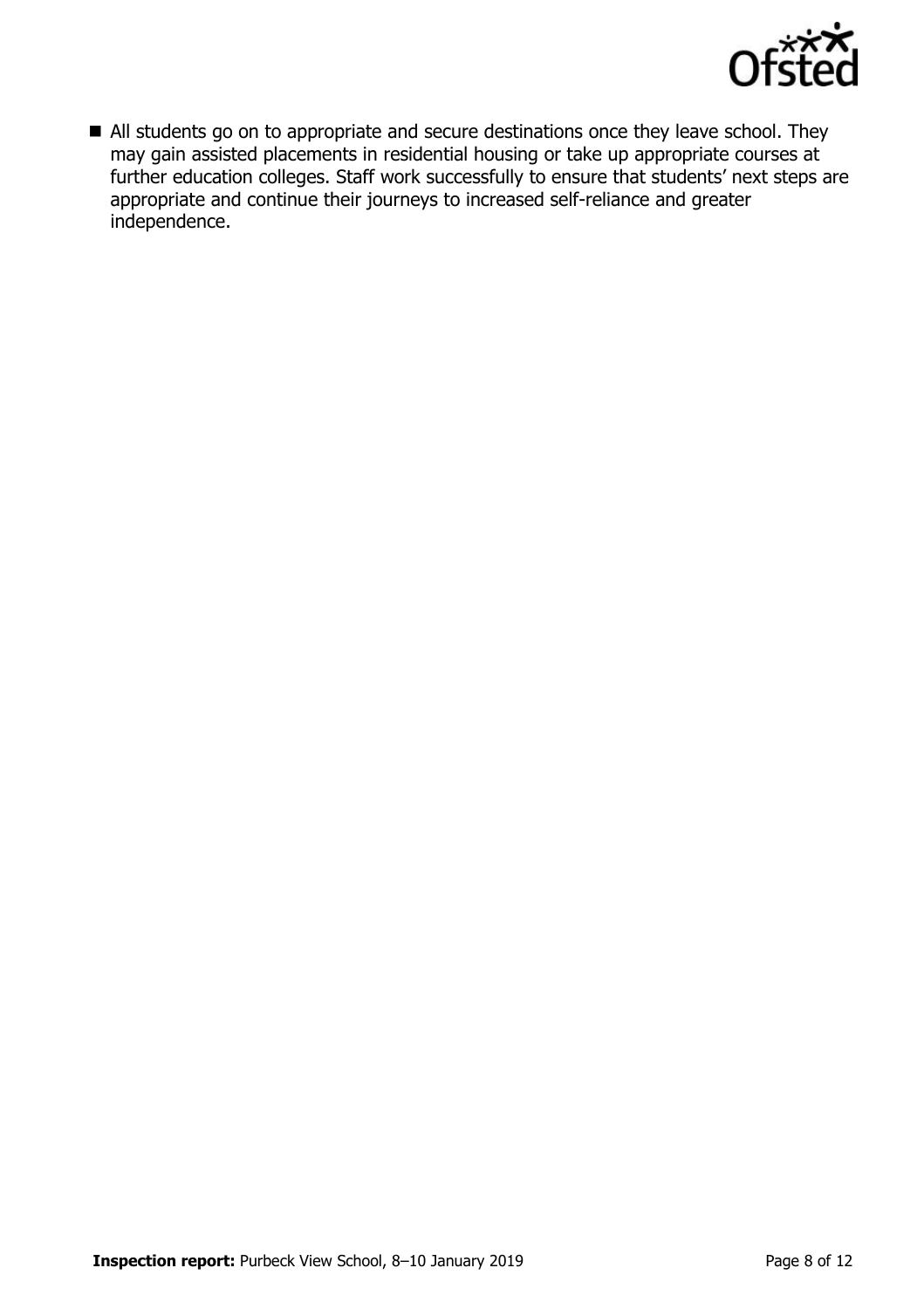- All students go on to appropriate and secure destinations once they leave school. They may gain assisted placements in residential housing or take up appropriate courses at further education colleges. Staff work successfully to ensure that students' next steps are appropriate and continue their journeys to increased self-reliance and greater independence.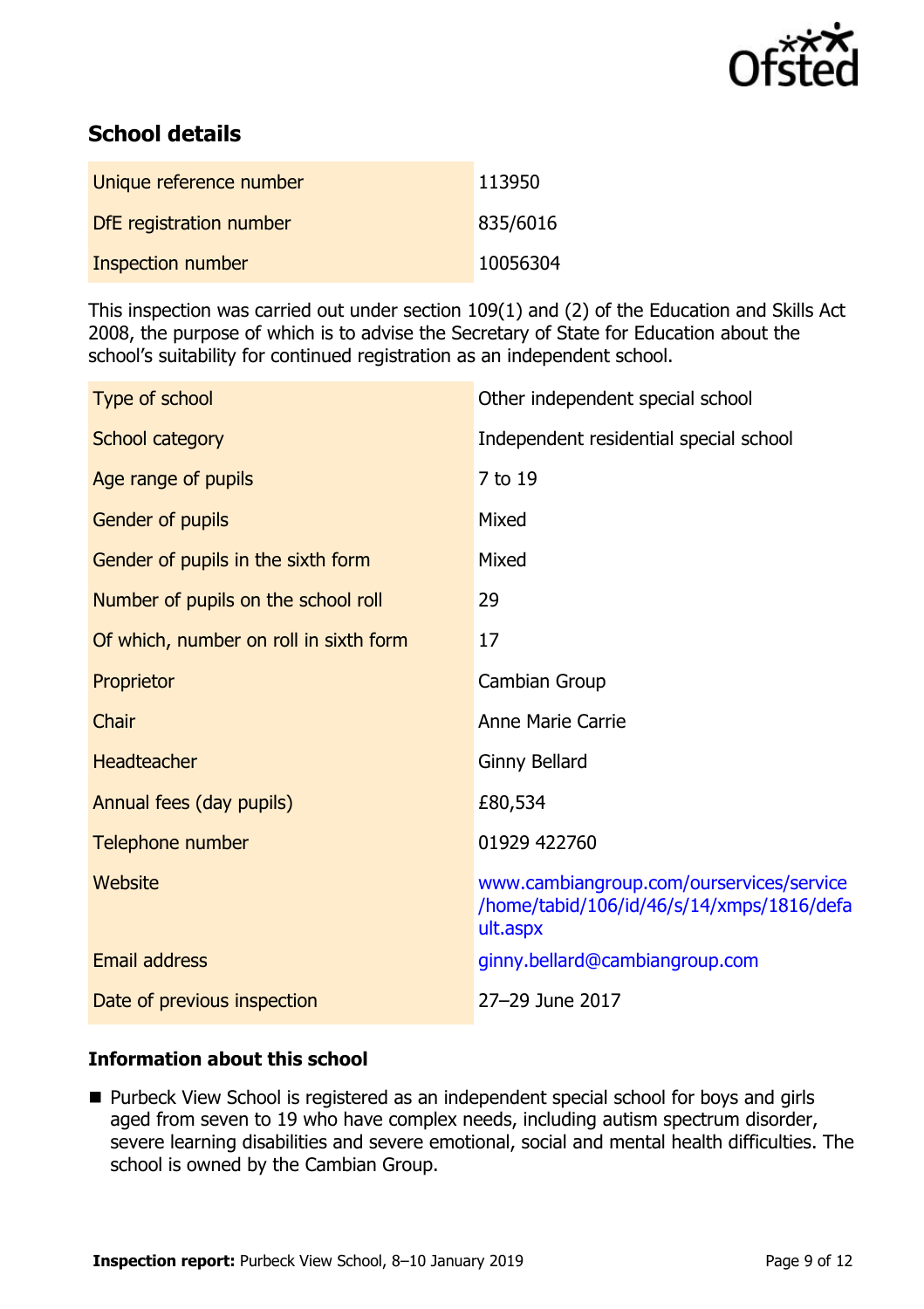## School details

| | |
|---|---|
| Unique reference number | 113950 |
| DfE registration number | 835/6016 |
| Inspection number | 10056304 |

This inspection was carried out under section 109(1) and (2) of the Education and Skills Act 2008, the purpose of which is to advise the Secretary of State for Education about the school's suitability for continued registration as an independent school.

| | |
|---|---|
| Type of school | Other independent special school |
| School category | Independent residential special school |
| Age range of pupils | 7 to 19 |
| Gender of pupils | Mixed |
| Gender of pupils in the sixth form | Mixed |
| Number of pupils on the school roll | 29 |
| Of which, number on roll in sixth form | 17 |
| Proprietor | Cambian Group |
| Chair | Anne Marie Carrie |
| Headteacher | Ginny Bellard |
| Annual fees (day pupils) | £80,534 |
| Telephone number | 01929 422760 |
| Website | www.cambiangroup.com/ourservices/service/home/tabid/106/id/46/s/14/xmps/1816/default.aspx |
| Email address | ginny.bellard@cambiangroup.com |
| Date of previous inspection | 27–29 June 2017 |

### Information about this school

- Purbeck View School is registered as an independent special school for boys and girls aged from seven to 19 who have complex needs, including autism spectrum disorder, severe learning disabilities and severe emotional, social and mental health difficulties. The school is owned by the Cambian Group.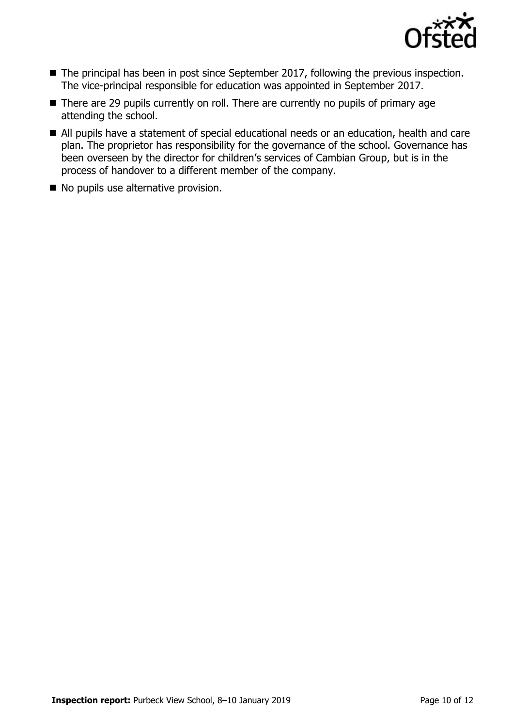- The principal has been in post since September 2017, following the previous inspection. The vice-principal responsible for education was appointed in September 2017.
- There are 29 pupils currently on roll. There are currently no pupils of primary age attending the school.
- All pupils have a statement of special educational needs or an education, health and care plan. The proprietor has responsibility for the governance of the school. Governance has been overseen by the director for children's services of Cambian Group, but is in the process of handover to a different member of the company.
- No pupils use alternative provision.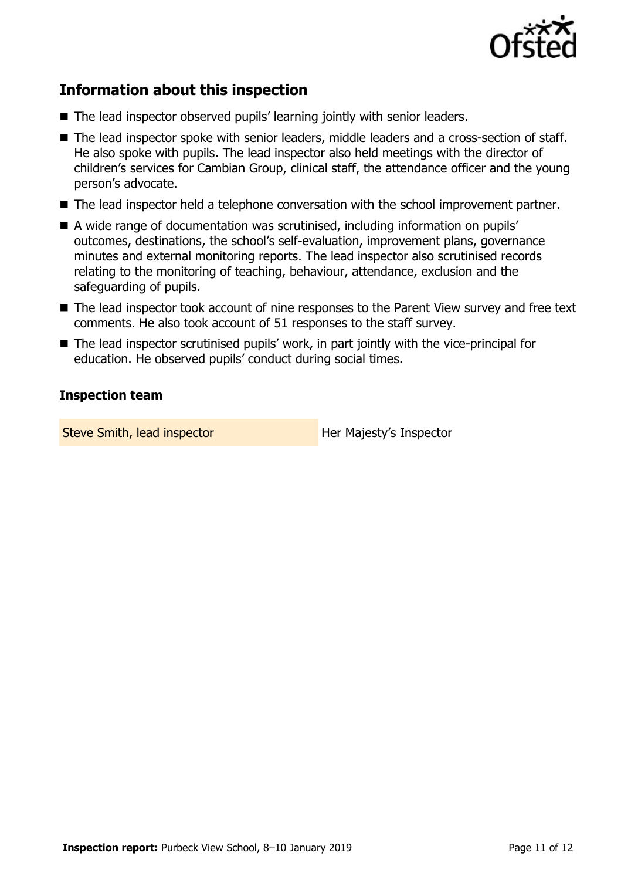## Information about this inspection

- The lead inspector observed pupils' learning jointly with senior leaders.
- The lead inspector spoke with senior leaders, middle leaders and a cross-section of staff. He also spoke with pupils. The lead inspector also held meetings with the director of children's services for Cambian Group, clinical staff, the attendance officer and the young person's advocate.
- The lead inspector held a telephone conversation with the school improvement partner.
- A wide range of documentation was scrutinised, including information on pupils' outcomes, destinations, the school's self-evaluation, improvement plans, governance minutes and external monitoring reports. The lead inspector also scrutinised records relating to the monitoring of teaching, behaviour, attendance, exclusion and the safeguarding of pupils.
- The lead inspector took account of nine responses to the Parent View survey and free text comments. He also took account of 51 responses to the staff survey.
- The lead inspector scrutinised pupils' work, in part jointly with the vice-principal for education. He observed pupils' conduct during social times.

### Inspection team

| | |
|---|---|
| Steve Smith, lead inspector | Her Majesty's Inspector |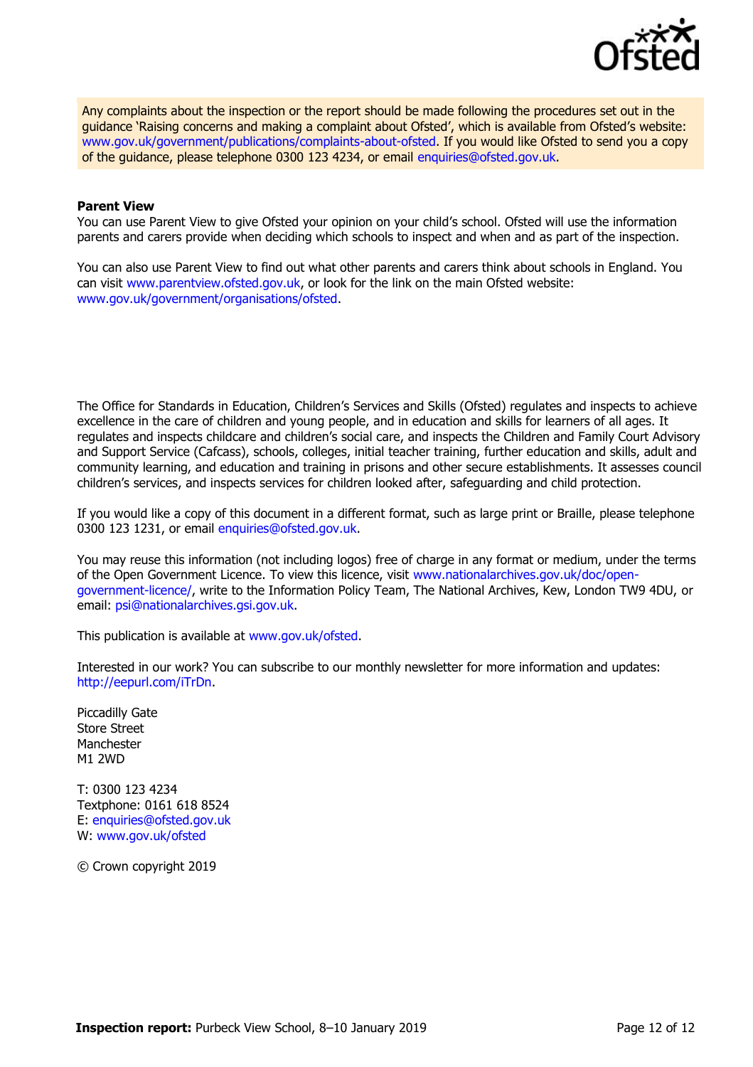Any complaints about the inspection or the report should be made following the procedures set out in the guidance 'Raising concerns and making a complaint about Ofsted', which is available from Ofsted's website: www.gov.uk/government/publications/complaints-about-ofsted. If you would like Ofsted to send you a copy of the guidance, please telephone 0300 123 4234, or email enquiries@ofsted.gov.uk.

**Parent View**

You can use Parent View to give Ofsted your opinion on your child's school. Ofsted will use the information parents and carers provide when deciding which schools to inspect and when and as part of the inspection.

You can also use Parent View to find out what other parents and carers think about schools in England. You can visit www.parentview.ofsted.gov.uk, or look for the link on the main Ofsted website: www.gov.uk/government/organisations/ofsted.

The Office for Standards in Education, Children's Services and Skills (Ofsted) regulates and inspects to achieve excellence in the care of children and young people, and in education and skills for learners of all ages. It regulates and inspects childcare and children's social care, and inspects the Children and Family Court Advisory and Support Service (Cafcass), schools, colleges, initial teacher training, further education and skills, adult and community learning, and education and training in prisons and other secure establishments. It assesses council children's services, and inspects services for children looked after, safeguarding and child protection.

If you would like a copy of this document in a different format, such as large print or Braille, please telephone 0300 123 1231, or email enquiries@ofsted.gov.uk.

You may reuse this information (not including logos) free of charge in any format or medium, under the terms of the Open Government Licence. To view this licence, visit www.nationalarchives.gov.uk/doc/open-government-licence/, write to the Information Policy Team, The National Archives, Kew, London TW9 4DU, or email: psi@nationalarchives.gsi.gov.uk.

This publication is available at www.gov.uk/ofsted.

Interested in our work? You can subscribe to our monthly newsletter for more information and updates: http://eepurl.com/iTrDn.

Piccadilly Gate
Store Street
Manchester
M1 2WD

T: 0300 123 4234
Textphone: 0161 618 8524
E: enquiries@ofsted.gov.uk
W: www.gov.uk/ofsted

© Crown copyright 2019